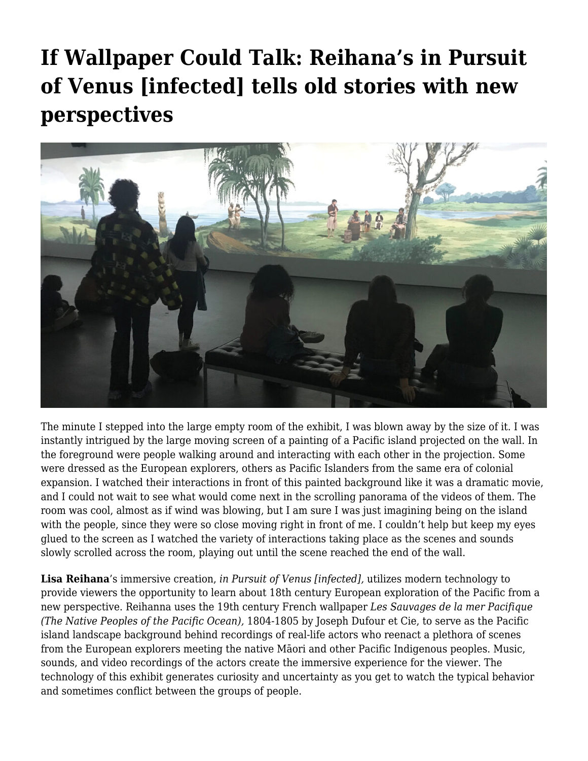# If Wallpaper Could Talk: Reihana's in Pursuit of Venus [infected] tells old stories with new perspectives

The minute I stepped into the large empty room of the exhibit, I was blown away by the size of it. I was instantly intrigued by the large moving screen of a painting of a Pacific island projected on the wall. In the foreground were people walking around and interacting with each other in the projection. Some were dressed as the European explorers, others as Pacific Islanders from the same era of colonial expansion. I watched their interactions in front of this painted background like it was a dramatic movie, and I could not wait to see what would come next in the scrolling panorama of the videos of them. The room was cool, almost as if wind was blowing, but I am sure I was just imagining being on the island with the people, since they were so close moving right in front of me. I couldn't help but keep my eyes glued to the screen as I watched the variety of interactions taking place as the scenes and sounds slowly scrolled across the room, playing out until the scene reached the end of the wall.

**Lisa Reihana**'s immersive creation, *in Pursuit of Venus [infected],* utilizes modern technology to provide viewers the opportunity to learn about 18th century European exploration of the Pacific from a new perspective. Reihanna uses the 19th century French wallpaper *Les Sauvages de la mer Pacifique (The Native Peoples of the Pacific Ocean),* 1804-1805 by Joseph Dufour et Cie, to serve as the Pacific island landscape background behind recordings of real-life actors who reenact a plethora of scenes from the European explorers meeting the native Māori and other Pacific Indigenous peoples. Music, sounds, and video recordings of the actors create the immersive experience for the viewer. The technology of this exhibit generates curiosity and uncertainty as you get to watch the typical behavior and sometimes conflict between the groups of people.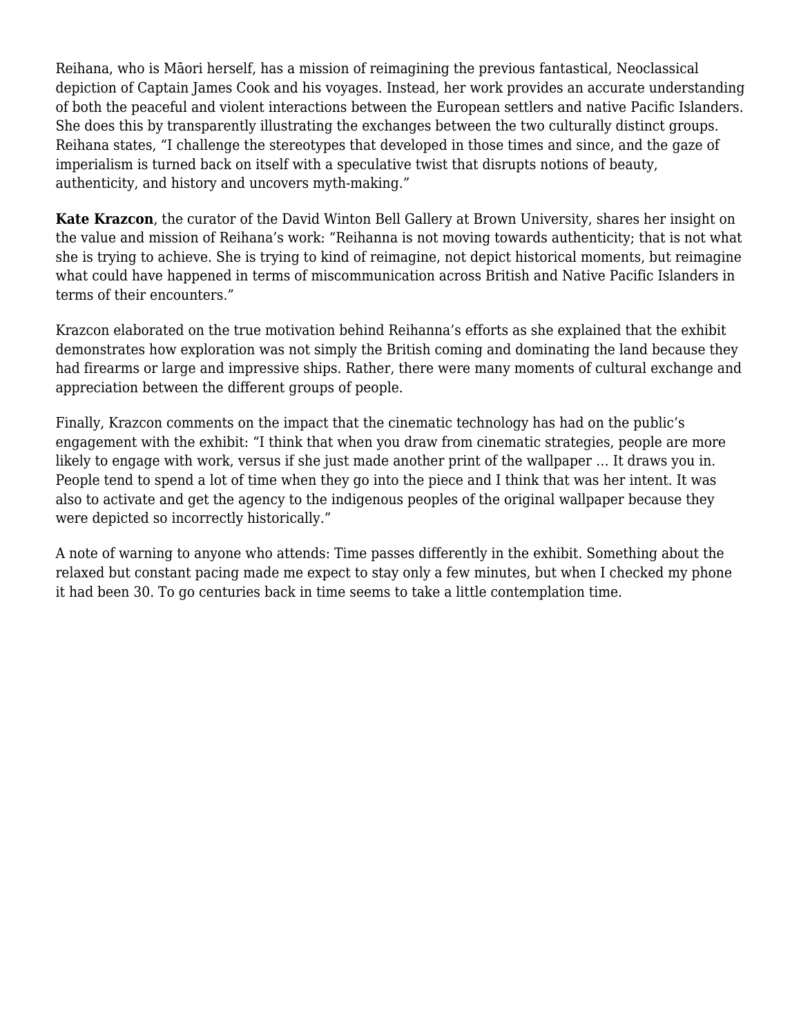Reihana, who is Māori herself, has a mission of reimagining the previous fantastical, Neoclassical depiction of Captain James Cook and his voyages. Instead, her work provides an accurate understanding of both the peaceful and violent interactions between the European settlers and native Pacific Islanders. She does this by transparently illustrating the exchanges between the two culturally distinct groups. Reihana states, "I challenge the stereotypes that developed in those times and since, and the gaze of imperialism is turned back on itself with a speculative twist that disrupts notions of beauty, authenticity, and history and uncovers myth-making."

**Kate Krazcon**, the curator of the David Winton Bell Gallery at Brown University, shares her insight on the value and mission of Reihana's work: "Reihanna is not moving towards authenticity; that is not what she is trying to achieve. She is trying to kind of reimagine, not depict historical moments, but reimagine what could have happened in terms of miscommunication across British and Native Pacific Islanders in terms of their encounters."

Krazcon elaborated on the true motivation behind Reihanna's efforts as she explained that the exhibit demonstrates how exploration was not simply the British coming and dominating the land because they had firearms or large and impressive ships. Rather, there were many moments of cultural exchange and appreciation between the different groups of people.

Finally, Krazcon comments on the impact that the cinematic technology has had on the public's engagement with the exhibit: "I think that when you draw from cinematic strategies, people are more likely to engage with work, versus if she just made another print of the wallpaper … It draws you in. People tend to spend a lot of time when they go into the piece and I think that was her intent. It was also to activate and get the agency to the indigenous peoples of the original wallpaper because they were depicted so incorrectly historically."

A note of warning to anyone who attends: Time passes differently in the exhibit. Something about the relaxed but constant pacing made me expect to stay only a few minutes, but when I checked my phone it had been 30. To go centuries back in time seems to take a little contemplation time.